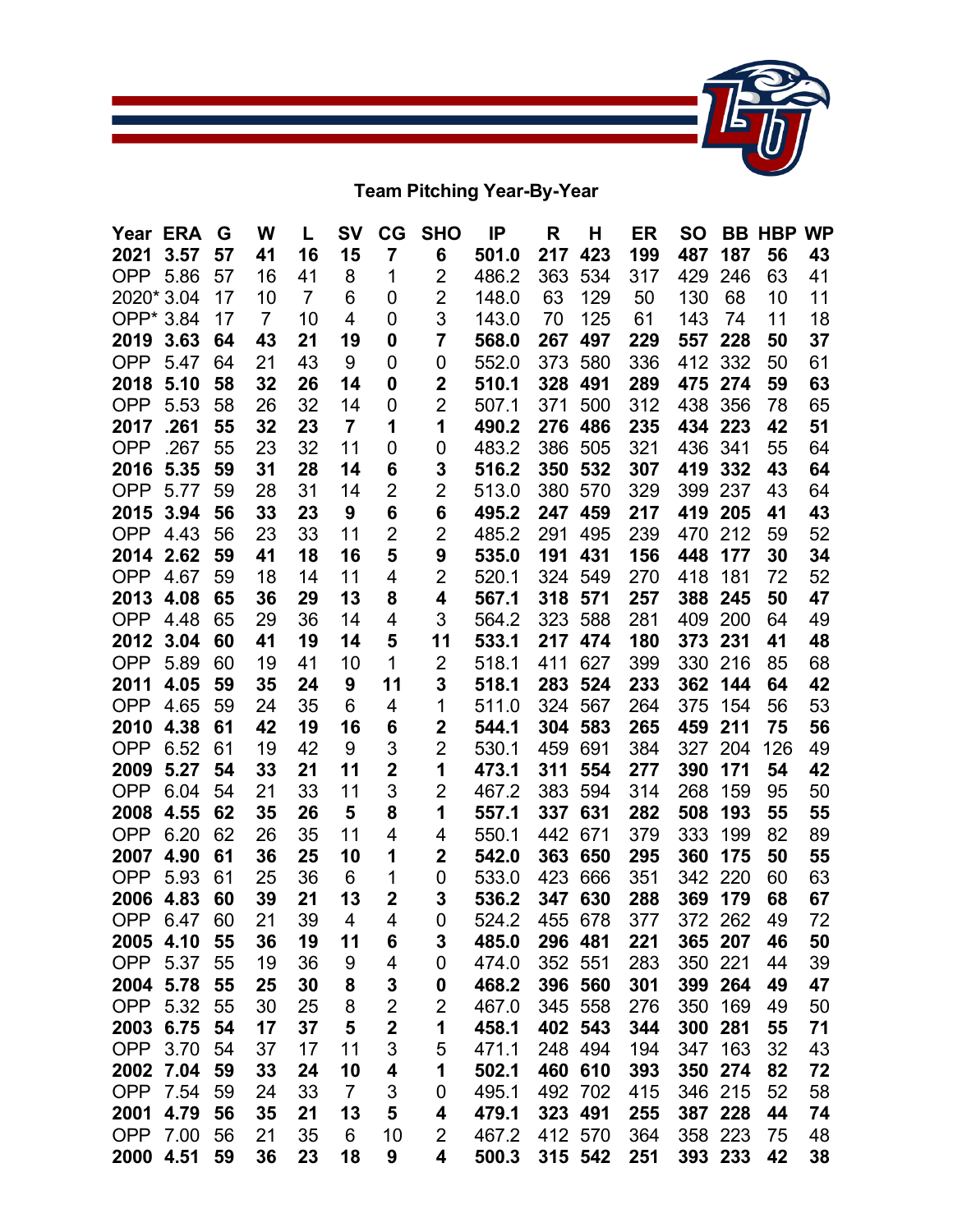## Team Pitching Year-By-Year

| Year | ERA | G | W | L | SV | CG | SHO | IP | R | H | ER | SO | BB | HBP | WP |
|---|---|---|---|---|---|---|---|---|---|---|---|---|---|---|---|
| **2021** | **3.57** | **57** | **41** | **16** | **15** | **7** | **6** | **501.0** | **217** | **423** | **199** | **487** | **187** | **56** | **43** |
| OPP | 5.86 | 57 | 16 | 41 | 8 | 1 | 2 | 486.2 | 363 | 534 | 317 | 429 | 246 | 63 | 41 |
| 2020* | 3.04 | 17 | 10 | 7 | 6 | 0 | 2 | 148.0 | 63 | 129 | 50 | 130 | 68 | 10 | 11 |
| OPP* | 3.84 | 17 | 7 | 10 | 4 | 0 | 3 | 143.0 | 70 | 125 | 61 | 143 | 74 | 11 | 18 |
| **2019** | **3.63** | **64** | **43** | **21** | **19** | **0** | **7** | **568.0** | **267** | **497** | **229** | **557** | **228** | **50** | **37** |
| OPP | 5.47 | 64 | 21 | 43 | 9 | 0 | 0 | 552.0 | 373 | 580 | 336 | 412 | 332 | 50 | 61 |
| **2018** | **5.10** | **58** | **32** | **26** | **14** | **0** | **2** | **510.1** | **328** | **491** | **289** | **475** | **274** | **59** | **63** |
| OPP | 5.53 | 58 | 26 | 32 | 14 | 0 | 2 | 507.1 | 371 | 500 | 312 | 438 | 356 | 78 | 65 |
| **2017** | **.261** | **55** | **32** | **23** | **7** | **1** | **1** | **490.2** | **276** | **486** | **235** | **434** | **223** | **42** | **51** |
| OPP | .267 | 55 | 23 | 32 | 11 | 0 | 0 | 483.2 | 386 | 505 | 321 | 436 | 341 | 55 | 64 |
| **2016** | **5.35** | **59** | **31** | **28** | **14** | **6** | **3** | **516.2** | **350** | **532** | **307** | **419** | **332** | **43** | **64** |
| OPP | 5.77 | 59 | 28 | 31 | 14 | 2 | 2 | 513.0 | 380 | 570 | 329 | 399 | 237 | 43 | 64 |
| **2015** | **3.94** | **56** | **33** | **23** | **9** | **6** | **6** | **495.2** | **247** | **459** | **217** | **419** | **205** | **41** | **43** |
| OPP | 4.43 | 56 | 23 | 33 | 11 | 2 | 2 | 485.2 | 291 | 495 | 239 | 470 | 212 | 59 | 52 |
| **2014** | **2.62** | **59** | **41** | **18** | **16** | **5** | **9** | **535.0** | **191** | **431** | **156** | **448** | **177** | **30** | **34** |
| OPP | 4.67 | 59 | 18 | 14 | 11 | 4 | 2 | 520.1 | 324 | 549 | 270 | 418 | 181 | 72 | 52 |
| **2013** | **4.08** | **65** | **36** | **29** | **13** | **8** | **4** | **567.1** | **318** | **571** | **257** | **388** | **245** | **50** | **47** |
| OPP | 4.48 | 65 | 29 | 36 | 14 | 4 | 3 | 564.2 | 323 | 588 | 281 | 409 | 200 | 64 | 49 |
| **2012** | **3.04** | **60** | **41** | **19** | **14** | **5** | **11** | **533.1** | **217** | **474** | **180** | **373** | **231** | **41** | **48** |
| OPP | 5.89 | 60 | 19 | 41 | 10 | 1 | 2 | 518.1 | 411 | 627 | 399 | 330 | 216 | 85 | 68 |
| **2011** | **4.05** | **59** | **35** | **24** | **9** | **11** | **3** | **518.1** | **283** | **524** | **233** | **362** | **144** | **64** | **42** |
| OPP | 4.65 | 59 | 24 | 35 | 6 | 4 | 1 | 511.0 | 324 | 567 | 264 | 375 | 154 | 56 | 53 |
| **2010** | **4.38** | **61** | **42** | **19** | **16** | **6** | **2** | **544.1** | **304** | **583** | **265** | **459** | **211** | **75** | **56** |
| OPP | 6.52 | 61 | 19 | 42 | 9 | 3 | 2 | 530.1 | 459 | 691 | 384 | 327 | 204 | 126 | 49 |
| **2009** | **5.27** | **54** | **33** | **21** | **11** | **2** | **1** | **473.1** | **311** | **554** | **277** | **390** | **171** | **54** | **42** |
| OPP | 6.04 | 54 | 21 | 33 | 11 | 3 | 2 | 467.2 | 383 | 594 | 314 | 268 | 159 | 95 | 50 |
| **2008** | **4.55** | **62** | **35** | **26** | **5** | **8** | **1** | **557.1** | **337** | **631** | **282** | **508** | **193** | **55** | **55** |
| OPP | 6.20 | 62 | 26 | 35 | 11 | 4 | 4 | 550.1 | 442 | 671 | 379 | 333 | 199 | 82 | 89 |
| **2007** | **4.90** | **61** | **36** | **25** | **10** | **1** | **2** | **542.0** | **363** | **650** | **295** | **360** | **175** | **50** | **55** |
| OPP | 5.93 | 61 | 25 | 36 | 6 | 1 | 0 | 533.0 | 423 | 666 | 351 | 342 | 220 | 60 | 63 |
| **2006** | **4.83** | **60** | **39** | **21** | **13** | **2** | **3** | **536.2** | **347** | **630** | **288** | **369** | **179** | **68** | **67** |
| OPP | 6.47 | 60 | 21 | 39 | 4 | 4 | 0 | 524.2 | 455 | 678 | 377 | 372 | 262 | 49 | 72 |
| **2005** | **4.10** | **55** | **36** | **19** | **11** | **6** | **3** | **485.0** | **296** | **481** | **221** | **365** | **207** | **46** | **50** |
| OPP | 5.37 | 55 | 19 | 36 | 9 | 4 | 0 | 474.0 | 352 | 551 | 283 | 350 | 221 | 44 | 39 |
| **2004** | **5.78** | **55** | **25** | **30** | **8** | **3** | **0** | **468.2** | **396** | **560** | **301** | **399** | **264** | **49** | **47** |
| OPP | 5.32 | 55 | 30 | 25 | 8 | 2 | 2 | 467.0 | 345 | 558 | 276 | 350 | 169 | 49 | 50 |
| **2003** | **6.75** | **54** | **17** | **37** | **5** | **2** | **1** | **458.1** | **402** | **543** | **344** | **300** | **281** | **55** | **71** |
| OPP | 3.70 | 54 | 37 | 17 | 11 | 3 | 5 | 471.1 | 248 | 494 | 194 | 347 | 163 | 32 | 43 |
| **2002** | **7.04** | **59** | **33** | **24** | **10** | **4** | **1** | **502.1** | **460** | **610** | **393** | **350** | **274** | **82** | **72** |
| OPP | 7.54 | 59 | 24 | 33 | 7 | 3 | 0 | 495.1 | 492 | 702 | 415 | 346 | 215 | 52 | 58 |
| **2001** | **4.79** | **56** | **35** | **21** | **13** | **5** | **4** | **479.1** | **323** | **491** | **255** | **387** | **228** | **44** | **74** |
| OPP | 7.00 | 56 | 21 | 35 | 6 | 10 | 2 | 467.2 | 412 | 570 | 364 | 358 | 223 | 75 | 48 |
| **2000** | **4.51** | **59** | **36** | **23** | **18** | **9** | **4** | **500.3** | **315** | **542** | **251** | **393** | **233** | **42** | **38** |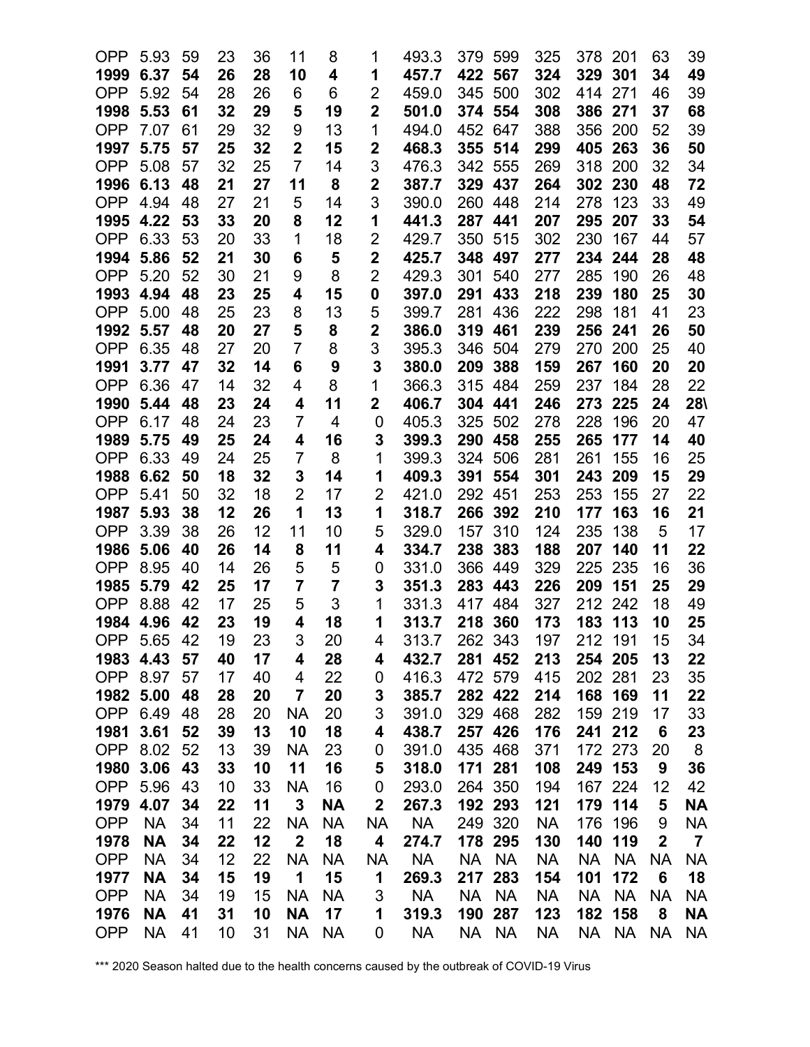| | | | | | | | | | | | | | | | | |
|---|---|---|---|---|---|---|---|---|---|---|---|---|---|---|---|---|
| OPP | 5.93 | 59 | 23 | 36 | 11 | 8 | 1 | 493.3 | 379 | 599 | 325 | 378 | 201 | 63 | 39 |
| **1999** | **6.37** | **54** | **26** | **28** | **10** | **4** | **1** | **457.7** | **422** | **567** | **324** | **329** | **301** | **34** | **49** |
| OPP | 5.92 | 54 | 28 | 26 | 6 | 6 | 2 | 459.0 | 345 | 500 | 302 | 414 | 271 | 46 | 39 |
| **1998** | **5.53** | **61** | **32** | **29** | **5** | **19** | **2** | **501.0** | **374** | **554** | **308** | **386** | **271** | **37** | **68** |
| OPP | 7.07 | 61 | 29 | 32 | 9 | 13 | 1 | 494.0 | 452 | 647 | 388 | 356 | 200 | 52 | 39 |
| **1997** | **5.75** | **57** | **25** | **32** | **2** | **15** | **2** | **468.3** | **355** | **514** | **299** | **405** | **263** | **36** | **50** |
| OPP | 5.08 | 57 | 32 | 25 | 7 | 14 | 3 | 476.3 | 342 | 555 | 269 | 318 | 200 | 32 | 34 |
| **1996** | **6.13** | **48** | **21** | **27** | **11** | **8** | **2** | **387.7** | **329** | **437** | **264** | **302** | **230** | **48** | **72** |
| OPP | 4.94 | 48 | 27 | 21 | 5 | 14 | 3 | 390.0 | 260 | 448 | 214 | 278 | 123 | 33 | 49 |
| **1995** | **4.22** | **53** | **33** | **20** | **8** | **12** | **1** | **441.3** | **287** | **441** | **207** | **295** | **207** | **33** | **54** |
| OPP | 6.33 | 53 | 20 | 33 | 1 | 18 | 2 | 429.7 | 350 | 515 | 302 | 230 | 167 | 44 | 57 |
| **1994** | **5.86** | **52** | **21** | **30** | **6** | **5** | **2** | **425.7** | **348** | **497** | **277** | **234** | **244** | **28** | **48** |
| OPP | 5.20 | 52 | 30 | 21 | 9 | 8 | 2 | 429.3 | 301 | 540 | 277 | 285 | 190 | 26 | 48 |
| **1993** | **4.94** | **48** | **23** | **25** | **4** | **15** | **0** | **397.0** | **291** | **433** | **218** | **239** | **180** | **25** | **30** |
| OPP | 5.00 | 48 | 25 | 23 | 8 | 13 | 5 | 399.7 | 281 | 436 | 222 | 298 | 181 | 41 | 23 |
| **1992** | **5.57** | **48** | **20** | **27** | **5** | **8** | **2** | **386.0** | **319** | **461** | **239** | **256** | **241** | **26** | **50** |
| OPP | 6.35 | 48 | 27 | 20 | 7 | 8 | 3 | 395.3 | 346 | 504 | 279 | 270 | 200 | 25 | 40 |
| **1991** | **3.77** | **47** | **32** | **14** | **6** | **9** | **3** | **380.0** | **209** | **388** | **159** | **267** | **160** | **20** | **20** |
| OPP | 6.36 | 47 | 14 | 32 | 4 | 8 | 1 | 366.3 | 315 | 484 | 259 | 237 | 184 | 28 | 22 |
| **1990** | **5.44** | **48** | **23** | **24** | **4** | **11** | **2** | **406.7** | **304** | **441** | **246** | **273** | **225** | **24** | **28\\** |
| OPP | 6.17 | 48 | 24 | 23 | 7 | 4 | 0 | 405.3 | 325 | 502 | 278 | 228 | 196 | 20 | 47 |
| **1989** | **5.75** | **49** | **25** | **24** | **4** | **16** | **3** | **399.3** | **290** | **458** | **255** | **265** | **177** | **14** | **40** |
| OPP | 6.33 | 49 | 24 | 25 | 7 | 8 | 1 | 399.3 | 324 | 506 | 281 | 261 | 155 | 16 | 25 |
| **1988** | **6.62** | **50** | **18** | **32** | **3** | **14** | **1** | **409.3** | **391** | **554** | **301** | **243** | **209** | **15** | **29** |
| OPP | 5.41 | 50 | 32 | 18 | 2 | 17 | 2 | 421.0 | 292 | 451 | 253 | 253 | 155 | 27 | 22 |
| **1987** | **5.93** | **38** | **12** | **26** | **1** | **13** | **1** | **318.7** | **266** | **392** | **210** | **177** | **163** | **16** | **21** |
| OPP | 3.39 | 38 | 26 | 12 | 11 | 10 | 5 | 329.0 | 157 | 310 | 124 | 235 | 138 | 5 | 17 |
| **1986** | **5.06** | **40** | **26** | **14** | **8** | **11** | **4** | **334.7** | **238** | **383** | **188** | **207** | **140** | **11** | **22** |
| OPP | 8.95 | 40 | 14 | 26 | 5 | 5 | 0 | 331.0 | 366 | 449 | 329 | 225 | 235 | 16 | 36 |
| **1985** | **5.79** | **42** | **25** | **17** | **7** | **7** | **3** | **351.3** | **283** | **443** | **226** | **209** | **151** | **25** | **29** |
| OPP | 8.88 | 42 | 17 | 25 | 5 | 3 | 1 | 331.3 | 417 | 484 | 327 | 212 | 242 | 18 | 49 |
| **1984** | **4.96** | **42** | **23** | **19** | **4** | **18** | **1** | **313.7** | **218** | **360** | **173** | **183** | **113** | **10** | **25** |
| OPP | 5.65 | 42 | 19 | 23 | 3 | 20 | 4 | 313.7 | 262 | 343 | 197 | 212 | 191 | 15 | 34 |
| **1983** | **4.43** | **57** | **40** | **17** | **4** | **28** | **4** | **432.7** | **281** | **452** | **213** | **254** | **205** | **13** | **22** |
| OPP | 8.97 | 57 | 17 | 40 | 4 | 22 | 0 | 416.3 | 472 | 579 | 415 | 202 | 281 | 23 | 35 |
| **1982** | **5.00** | **48** | **28** | **20** | **7** | **20** | **3** | **385.7** | **282** | **422** | **214** | **168** | **169** | **11** | **22** |
| OPP | 6.49 | 48 | 28 | 20 | NA | 20 | 3 | 391.0 | 329 | 468 | 282 | 159 | 219 | 17 | 33 |
| **1981** | **3.61** | **52** | **39** | **13** | **10** | **18** | **4** | **438.7** | **257** | **426** | **176** | **241** | **212** | **6** | **23** |
| OPP | 8.02 | 52 | 13 | 39 | NA | 23 | 0 | 391.0 | 435 | 468 | 371 | 172 | 273 | 20 | 8 |
| **1980** | **3.06** | **43** | **33** | **10** | **11** | **16** | **5** | **318.0** | **171** | **281** | **108** | **249** | **153** | **9** | **36** |
| OPP | 5.96 | 43 | 10 | 33 | NA | 16 | 0 | 293.0 | 264 | 350 | 194 | 167 | 224 | 12 | 42 |
| **1979** | **4.07** | **34** | **22** | **11** | **3** | **NA** | **2** | **267.3** | **192** | **293** | **121** | **179** | **114** | **5** | **NA** |
| OPP | NA | 34 | 11 | 22 | NA | NA | NA | NA | 249 | 320 | NA | 176 | 196 | 9 | NA |
| **1978** | **NA** | **34** | **22** | **12** | **2** | **18** | **4** | **274.7** | **178** | **295** | **130** | **140** | **119** | **2** | **7** |
| OPP | NA | 34 | 12 | 22 | NA | NA | NA | NA | NA | NA | NA | NA | NA | NA | NA |
| **1977** | **NA** | **34** | **15** | **19** | **1** | **15** | **1** | **269.3** | **217** | **283** | **154** | **101** | **172** | **6** | **18** |
| OPP | NA | 34 | 19 | 15 | NA | NA | 3 | NA | NA | NA | NA | NA | NA | NA | NA |
| **1976** | **NA** | **41** | **31** | **10** | **NA** | **17** | **1** | **319.3** | **190** | **287** | **123** | **182** | **158** | **8** | **NA** |
| OPP | NA | 41 | 10 | 31 | NA | NA | 0 | NA | NA | NA | NA | NA | NA | NA | NA |

*** 2020 Season halted due to the health concerns caused by the outbreak of COVID-19 Virus